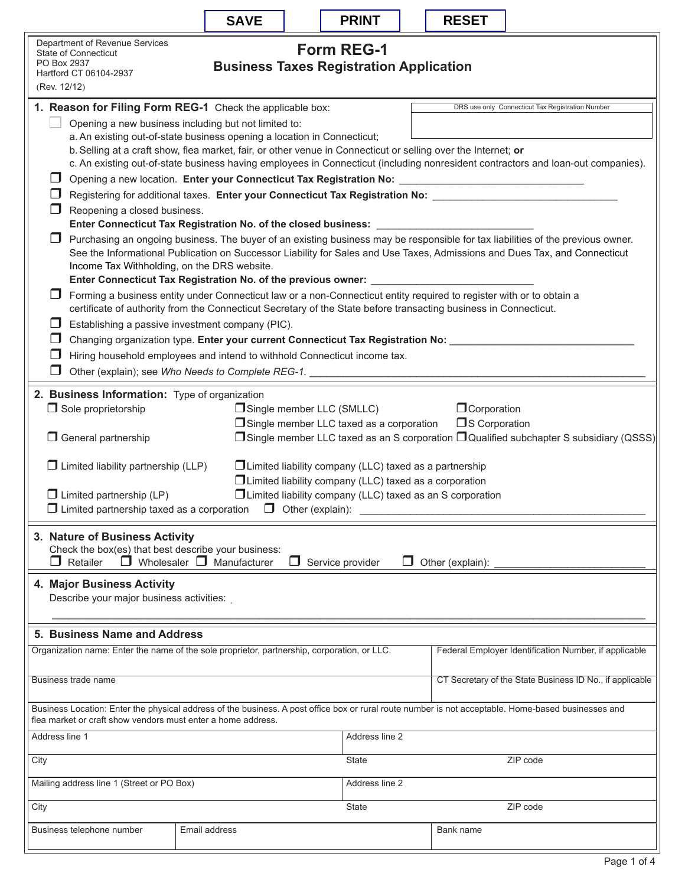SAVE | PRINT | RESET

Department of Revenue Services
State of Connecticut
PO Box 2937
Hartford CT 06104-2937
(Rev. 12/12)

# Form REG-1

## Business Taxes Registration Application

### 1. Reason for Filing Form REG-1

Check the applicable box:

DRS use only Connecticut Tax Registration Number

- ☐ Opening a new business including but not limited to:
  - a. An existing out-of-state business opening a location in Connecticut;
  - b. Selling at a craft show, flea market, fair, or other venue in Connecticut or selling over the Internet; **or**
  - c. An existing out-of-state business having employees in Connecticut (including nonresident contractors and loan-out companies).
- ☐ Opening a new location. **Enter your Connecticut Tax Registration No:** ________________________________
- ☐ Registering for additional taxes. **Enter your Connecticut Tax Registration No:** ________________________________
- ☐ Reopening a closed business.
  **Enter Connecticut Tax Registration No. of the closed business:** ___________________________
- ☐ Purchasing an ongoing business. The buyer of an existing business may be responsible for tax liabilities of the previous owner. See the Informational Publication on Successor Liability for Sales and Use Taxes, Admissions and Dues Tax, and Connecticut Income Tax Withholding, on the DRS website.
  **Enter Connecticut Tax Registration No. of the previous owner:** ____________________________
- ☐ Forming a business entity under Connecticut law or a non-Connecticut entity required to register with or to obtain a certificate of authority from the Connecticut Secretary of the State before transacting business in Connecticut.
- ☐ Establishing a passive investment company (PIC).
- ☐ Changing organization type. **Enter your current Connecticut Tax Registration No:** ________________________________
- ☐ Hiring household employees and intend to withhold Connecticut income tax.
- ☐ Other (explain); see *Who Needs to Complete REG-1.* ________________________________________________________

### 2. Business Information:

Type of organization

- ☐ Sole proprietorship
- ☐ Single member LLC (SMLLC)
- ☐ Corporation
- ☐ Single member LLC taxed as a corporation
- ☐ S Corporation
- ☐ General partnership
- ☐ Single member LLC taxed as an S corporation
- ☐ Qualified subchapter S subsidiary (QSSS)
- ☐ Limited liability partnership (LLP)
- ☐ Limited liability company (LLC) taxed as a partnership
- ☐ Limited liability company (LLC) taxed as a corporation
- ☐ Limited partnership (LP)
- ☐ Limited liability company (LLC) taxed as an S corporation
- ☐ Limited partnership taxed as a corporation
- ☐ Other (explain): ___________________________________________________

### 3. Nature of Business Activity

Check the box(es) that best describe your business:

☐ Retailer ☐ Wholesaler ☐ Manufacturer ☐ Service provider ☐ Other (explain): ___________________________

### 4. Major Business Activity

Describe your major business activities:

_____________________________________________________________________________________________

### 5. Business Name and Address

| Organization name: Enter the name of the sole proprietor, partnership, corporation, or LLC. | Federal Employer Identification Number, if applicable |
|---|---|
| Business trade name | CT Secretary of the State Business ID No., if applicable |

Business Location: Enter the physical address of the business. A post office box or rural route number is not acceptable. Home-based businesses and flea market or craft show vendors must enter a home address.

| Address line 1 | Address line 2 | |
|---|---|---|
| City | State | ZIP code |
| Mailing address line 1 (Street or PO Box) | Address line 2 | |
| City | State | ZIP code |

| Business telephone number | Email address | Bank name |
|---|---|---|
| | | |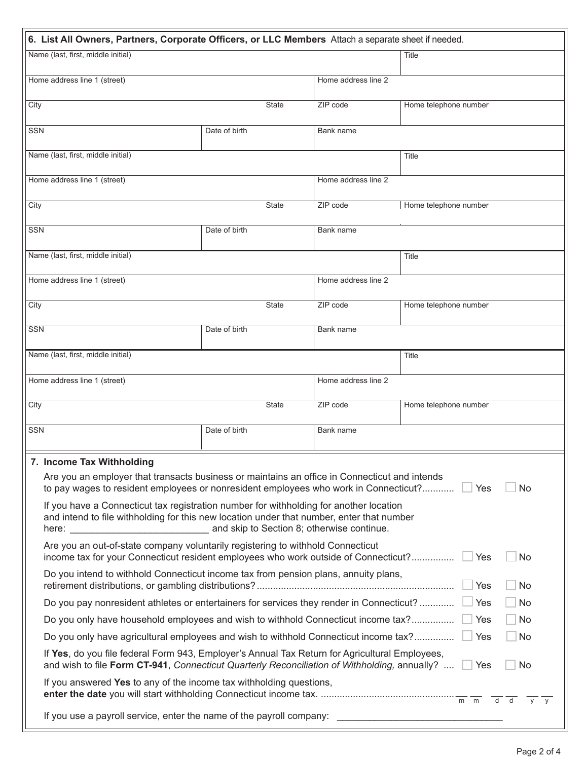## 6. List All Owners, Partners, Corporate Officers, or LLC Members Attach a separate sheet if needed.

| Name (last, first, middle initial) | | | Title |
|---|---|---|---|
| Home address line 1 (street) | | Home address line 2 | |
| City | State | ZIP code | Home telephone number |
| SSN | Date of birth | Bank name | |
| Name (last, first, middle initial) | | | Title |
| Home address line 1 (street) | | Home address line 2 | |
| City | State | ZIP code | Home telephone number |
| SSN | Date of birth | Bank name | |
| Name (last, first, middle initial) | | | Title |
| Home address line 1 (street) | | Home address line 2 | |
| City | State | ZIP code | Home telephone number |
| SSN | Date of birth | Bank name | |
| Name (last, first, middle initial) | | | Title |
| Home address line 1 (street) | | Home address line 2 | |
| City | State | ZIP code | Home telephone number |
| SSN | Date of birth | Bank name | |

## 7. Income Tax Withholding

Are you an employer that transacts business or maintains an office in Connecticut and intends to pay wages to resident employees or nonresident employees who work in Connecticut?............ ☐ Yes ☐ No

If you have a Connecticut tax registration number for withholding for another location and intend to file withholding for this new location under that number, enter that number here: _________________________ and skip to Section 8; otherwise continue.

Are you an out-of-state company voluntarily registering to withhold Connecticut income tax for your Connecticut resident employees who work outside of Connecticut?................ ☐ Yes ☐ No

Do you intend to withhold Connecticut income tax from pension plans, annuity plans, retirement distributions, or gambling distributions?......................................................................... ☐ Yes ☐ No

Do you pay nonresident athletes or entertainers for services they render in Connecticut? ............ ☐ Yes ☐ No

Do you only have household employees and wish to withhold Connecticut income tax?................ ☐ Yes ☐ No

Do you only have agricultural employees and wish to withhold Connecticut income tax?.............. ☐ Yes ☐ No

If **Yes**, do you file federal Form 943, Employer's Annual Tax Return for Agricultural Employees, and wish to file **Form CT-941**, *Connecticut Quarterly Reconciliation of Withholding,* annually? .... ☐ Yes ☐ No

If you answered **Yes** to any of the income tax withholding questions, **enter the date** you will start withholding Connecticut income tax. ................................................. __ __ (m m) __ __ (d d) __ __ (y y)

If you use a payroll service, enter the name of the payroll company: ______________________________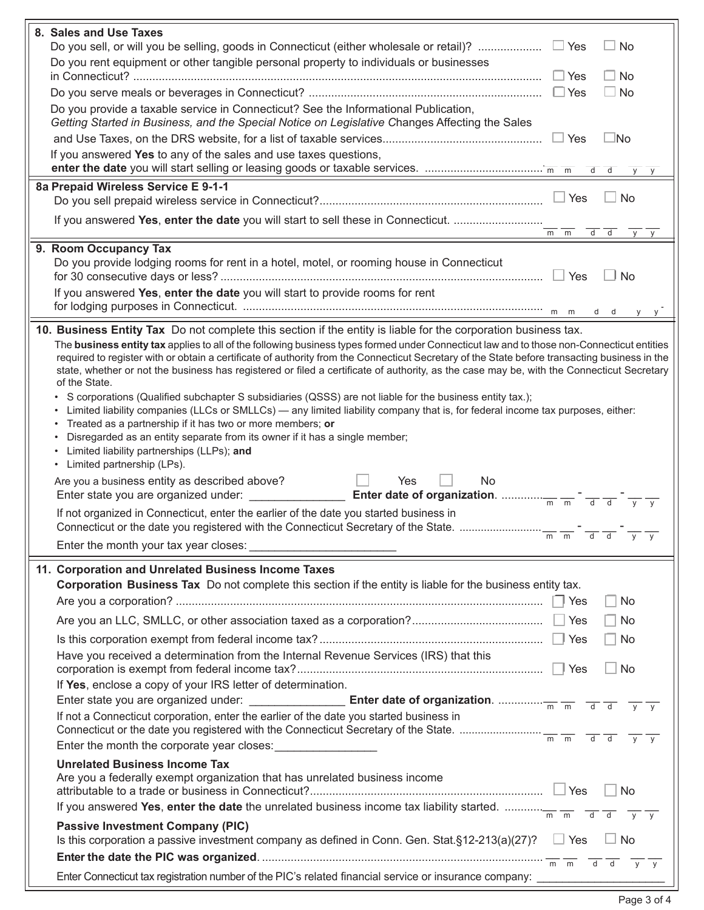## 8. Sales and Use Taxes

Do you sell, or will you be selling, goods in Connecticut (either wholesale or retail)? .................... ☐ Yes ☐ No

Do you rent equipment or other tangible personal property to individuals or businesses in Connecticut? ................................................................................................................ ☐ Yes ☐ No

Do you serve meals or beverages in Connecticut? ........................................................................ ☐ Yes ☐ No

Do you provide a taxable service in Connecticut? See the Informational Publication, *Getting Started in Business, and the Special Notice on Legislative Changes Affecting the Sales and Use Taxes*, on the DRS website, for a list of taxable services................................................. ☐ Yes ☐ No

If you answered **Yes** to any of the sales and use taxes questions, **enter the date** you will start selling or leasing goods or taxable services. ..................................... m m d d y y

## 8a Prepaid Wireless Service E 9-1-1

Do you sell prepaid wireless service in Connecticut?..................................................................... ☐ Yes ☐ No

If you answered **Yes**, **enter the date** you will start to sell these in Connecticut. ........................... m m d d y y

## 9. Room Occupancy Tax

Do you provide lodging rooms for rent in a hotel, motel, or rooming house in Connecticut for 30 consecutive days or less? ..................................................................................................... ☐ Yes ☐ No

If you answered **Yes**, **enter the date** you will start to provide rooms for rent for lodging purposes in Connecticut. ............................................................................................ m m d d y y

## 10. Business Entity Tax

Do not complete this section if the entity is liable for the corporation business tax.

The **business entity tax** applies to all of the following business types formed under Connecticut law and to those non-Connecticut entities required to register with or obtain a certificate of authority from the Connecticut Secretary of the State before transacting business in the state, whether or not the business has registered or filed a certificate of authority, as the case may be, with the Connecticut Secretary of the State.

- S corporations (Qualified subchapter S subsidiaries (QSSS) are not liable for the business entity tax.);
- Limited liability companies (LLCs or SMLLCs) — any limited liability company that is, for federal income tax purposes, either:
- Treated as a partnership if it has two or more members; **or**
- Disregarded as an entity separate from its owner if it has a single member;
- Limited liability partnerships (LLPs); **and**
- Limited partnership (LPs).

Are you a business entity as described above? ☐ Yes ☐ No

Enter state you are organized under: _______________ **Enter date of organization**. ............. m m - d d - y y

If not organized in Connecticut, enter the earlier of the date you started business in Connecticut or the date you registered with the Connecticut Secretary of the State. .......................... m m - d d - y y

Enter the month your tax year closes: ______________________

## 11. Corporation and Unrelated Business Income Taxes

**Corporation Business Tax** Do not complete this section if the entity is liable for the business entity tax.

Are you a corporation? .................................................................................................................. ☐ Yes ☐ No

Are you an LLC, SMLLC, or other association taxed as a corporation?......................................... ☐ Yes ☐ No

Is this corporation exempt from federal income tax?...................................................................... ☐ Yes ☐ No

Have you received a determination from the Internal Revenue Services (IRS) that this corporation is exempt from federal income tax?............................................................................ ☐ Yes ☐ No

If **Yes**, enclose a copy of your IRS letter of determination.

Enter state you are organized under: _______________ **Enter date of organization**. .............. m m d d y y

If not a Connecticut corporation, enter the earlier of the date you started business in Connecticut or the date you registered with the Connecticut Secretary of the State. .......................... m m d d y y

Enter the month the corporate year closes:________________

**Unrelated Business Income Tax**

Are you a federally exempt organization that has unrelated business income attributable to a trade or business in Connecticut?......................................................................... ☐ Yes ☐ No

If you answered **Yes**, **enter the date** the unrelated business income tax liability started. ........... m m d d y y

**Passive Investment Company (PIC)**

Is this corporation a passive investment company as defined in Conn. Gen. Stat.§12-213(a)(27)? ☐ Yes ☐ No

**Enter the date the PIC was organized**. ....................................................................................... m m d d y y

Enter Connecticut tax registration number of the PIC's related financial service or insurance company: ____________________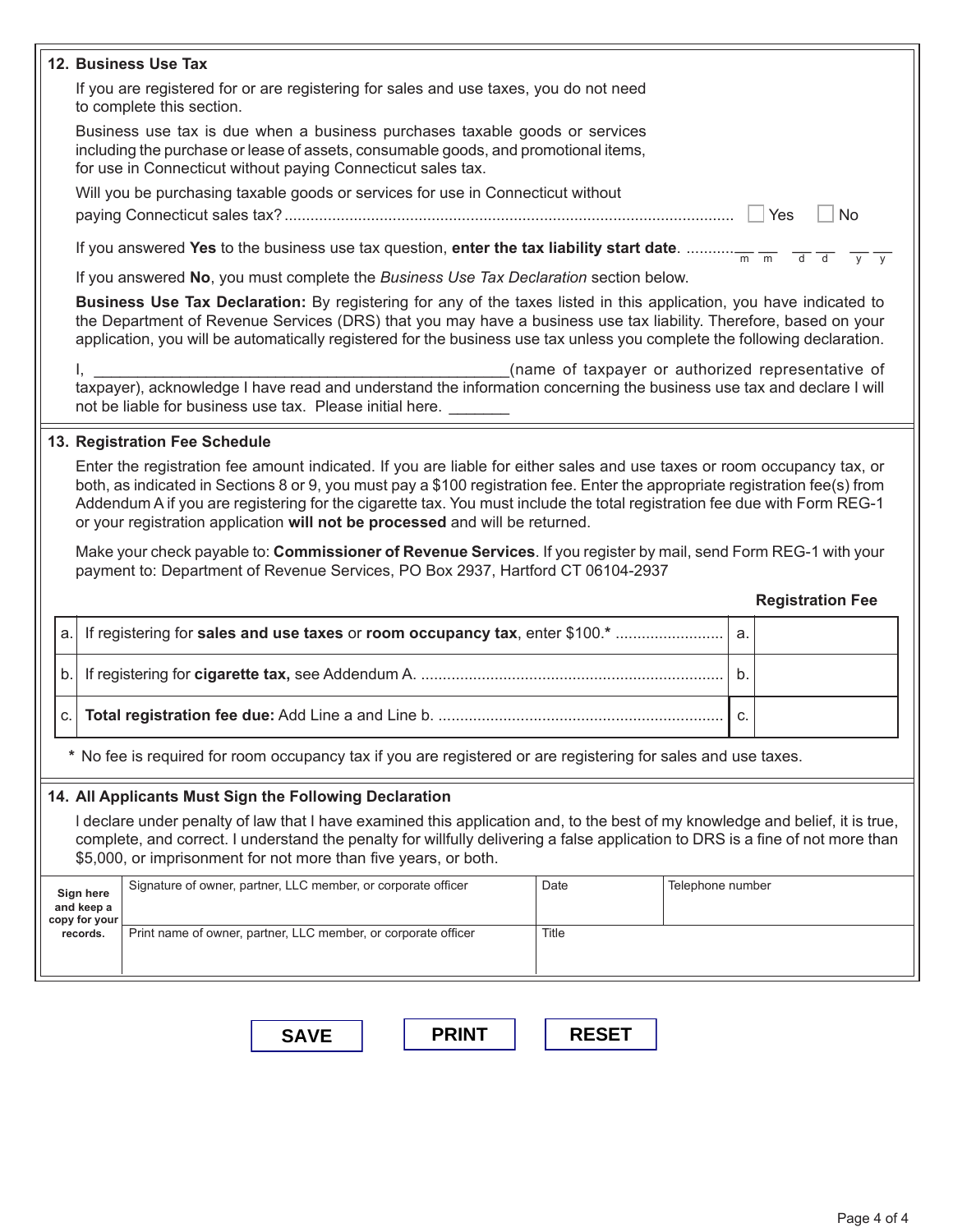## 12. Business Use Tax

If you are registered for or are registering for sales and use taxes, you do not need to complete this section.

Business use tax is due when a business purchases taxable goods or services including the purchase or lease of assets, consumable goods, and promotional items, for use in Connecticut without paying Connecticut sales tax.

Will you be purchasing taxable goods or services for use in Connecticut without paying Connecticut sales tax? .......................................................................................................... ☐ Yes ☐ No

If you answered **Yes** to the business use tax question, **enter the tax liability start date**. ............ __ __ (m m) __ __ (d d) __ __ (y y)

If you answered **No**, you must complete the *Business Use Tax Declaration* section below.

**Business Use Tax Declaration:** By registering for any of the taxes listed in this application, you have indicated to the Department of Revenue Services (DRS) that you may have a business use tax liability. Therefore, based on your application, you will be automatically registered for the business use tax unless you complete the following declaration.

I, _______________________________________________(name of taxpayer or authorized representative of taxpayer), acknowledge I have read and understand the information concerning the business use tax and declare I will not be liable for business use tax. Please initial here. _______

## 13. Registration Fee Schedule

Enter the registration fee amount indicated. If you are liable for either sales and use taxes or room occupancy tax, or both, as indicated in Sections 8 or 9, you must pay a $100 registration fee. Enter the appropriate registration fee(s) from Addendum A if you are registering for the cigarette tax. You must include the total registration fee due with Form REG-1 or your registration application **will not be processed** and will be returned.

Make your check payable to: **Commissioner of Revenue Services**. If you register by mail, send Form REG-1 with your payment to: Department of Revenue Services, PO Box 2937, Hartford CT 06104-2937

| | | | Registration Fee |
|---|---|---|---|
| a. | If registering for **sales and use taxes** or **room occupancy tax**, enter $100.* ......................... | a. | |
| b. | If registering for **cigarette tax,** see Addendum A. ..................................................................... | b. | |
| c. | **Total registration fee due:** Add Line a and Line b. ................................................................. | c. | |

\* No fee is required for room occupancy tax if you are registered or are registering for sales and use taxes.

## 14. All Applicants Must Sign the Following Declaration

I declare under penalty of law that I have examined this application and, to the best of my knowledge and belief, it is true, complete, and correct. I understand the penalty for willfully delivering a false application to DRS is a fine of not more than $5,000, or imprisonment for not more than five years, or both.

| | | | |
|---|---|---|---|
| **Sign here and keep a copy for your records.** | Signature of owner, partner, LLC member, or corporate officer | Date | Telephone number |
| | Print name of owner, partner, LLC member, or corporate officer | Title | |

SAVE | PRINT | RESET